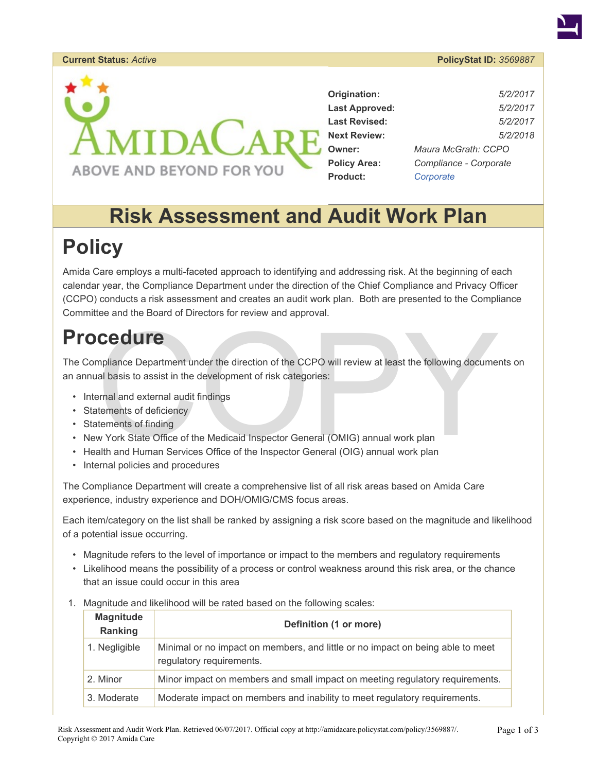**Current Status:** *Active* **PolicyStat ID:** *3569887*

| | |
|---|---|
| **Origination:** | *5/2/2017* |
| **Last Approved:** | *5/2/2017* |
| **Last Revised:** | *5/2/2017* |
| **Next Review:** | *5/2/2018* |
| **Owner:** | *Maura McGrath: CCPO* |
| **Policy Area:** | *Compliance - Corporate* |
| **Product:** | *Corporate* |

# Risk Assessment and Audit Work Plan

## Policy

Amida Care employs a multi-faceted approach to identifying and addressing risk. At the beginning of each calendar year, the Compliance Department under the direction of the Chief Compliance and Privacy Officer (CCPO) conducts a risk assessment and creates an audit work plan. Both are presented to the Compliance Committee and the Board of Directors for review and approval.

## Procedure

The Compliance Department under the direction of the CCPO will review at least the following documents on an annual basis to assist in the development of risk categories:

- Internal and external audit findings
- Statements of deficiency
- Statements of finding
- New York State Office of the Medicaid Inspector General (OMIG) annual work plan
- Health and Human Services Office of the Inspector General (OIG) annual work plan
- Internal policies and procedures

The Compliance Department will create a comprehensive list of all risk areas based on Amida Care experience, industry experience and DOH/OMIG/CMS focus areas.

Each item/category on the list shall be ranked by assigning a risk score based on the magnitude and likelihood of a potential issue occurring.

- Magnitude refers to the level of importance or impact to the members and regulatory requirements
- Likelihood means the possibility of a process or control weakness around this risk area, or the chance that an issue could occur in this area

1. Magnitude and likelihood will be rated based on the following scales:

| Magnitude Ranking | Definition (1 or more) |
|---|---|
| 1. Negligible | Minimal or no impact on members, and little or no impact on being able to meet regulatory requirements. |
| 2. Minor | Minor impact on members and small impact on meeting regulatory requirements. |
| 3. Moderate | Moderate impact on members and inability to meet regulatory requirements. |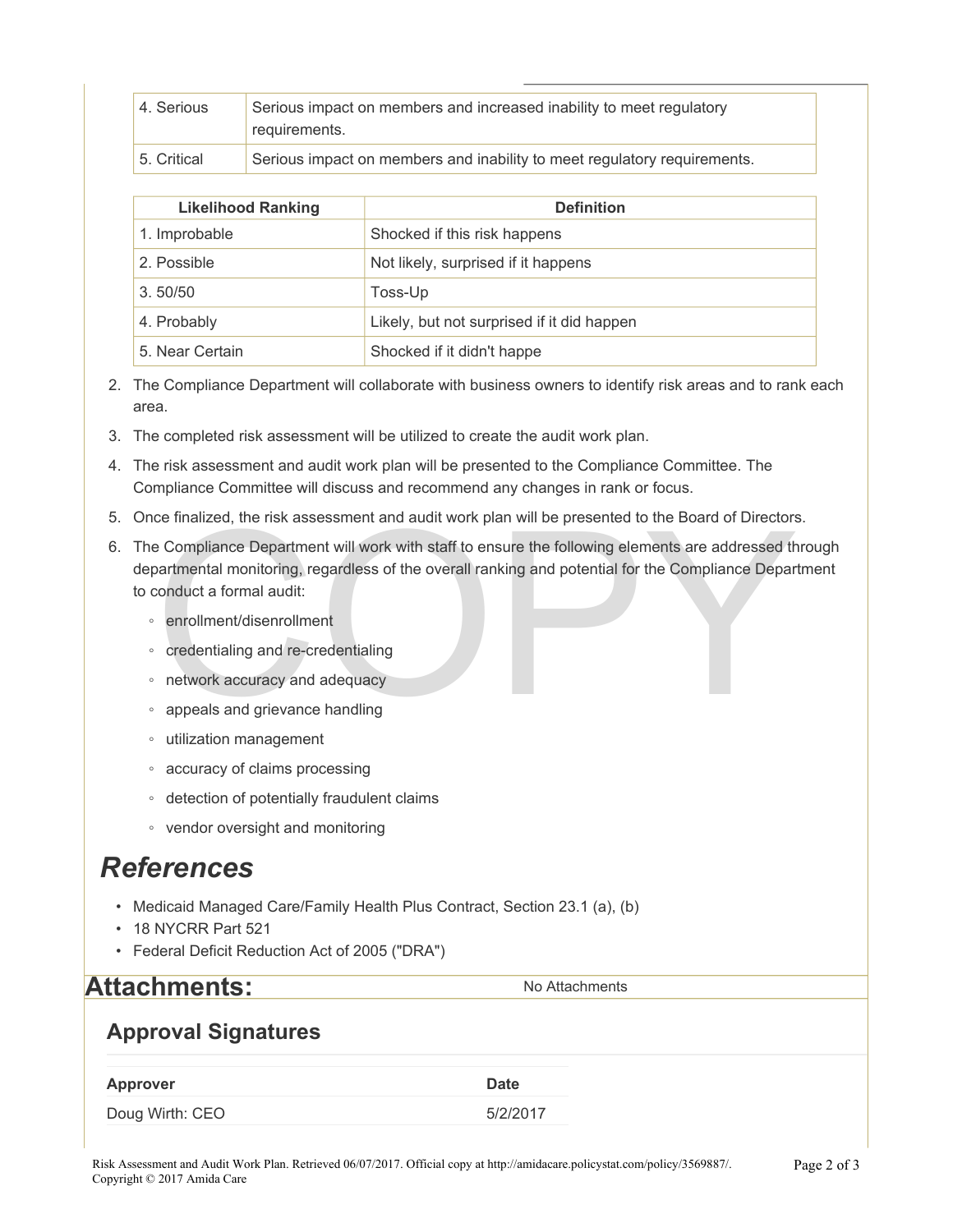| 4. Serious | Serious impact on members and increased inability to meet regulatory requirements. |
|---|---|
| 5. Critical | Serious impact on members and inability to meet regulatory requirements. |

| Likelihood Ranking | Definition |
|---|---|
| 1. Improbable | Shocked if this risk happens |
| 2. Possible | Not likely, surprised if it happens |
| 3. 50/50 | Toss-Up |
| 4. Probably | Likely, but not surprised if it did happen |
| 5. Near Certain | Shocked if it didn't happe |

2. The Compliance Department will collaborate with business owners to identify risk areas and to rank each area.
3. The completed risk assessment will be utilized to create the audit work plan.
4. The risk assessment and audit work plan will be presented to the Compliance Committee. The Compliance Committee will discuss and recommend any changes in rank or focus.
5. Once finalized, the risk assessment and audit work plan will be presented to the Board of Directors.
6. The Compliance Department will work with staff to ensure the following elements are addressed through departmental monitoring, regardless of the overall ranking and potential for the Compliance Department to conduct a formal audit:
   - enrollment/disenrollment
   - credentialing and re-credentialing
   - network accuracy and adequacy
   - appeals and grievance handling
   - utilization management
   - accuracy of claims processing
   - detection of potentially fraudulent claims
   - vendor oversight and monitoring

## *References*

- Medicaid Managed Care/Family Health Plus Contract, Section 23.1 (a), (b)
- 18 NYCRR Part 521
- Federal Deficit Reduction Act of 2005 ("DRA")

## Attachments:

No Attachments

### Approval Signatures

| Approver | Date |
|---|---|
| Doug Wirth: CEO | 5/2/2017 |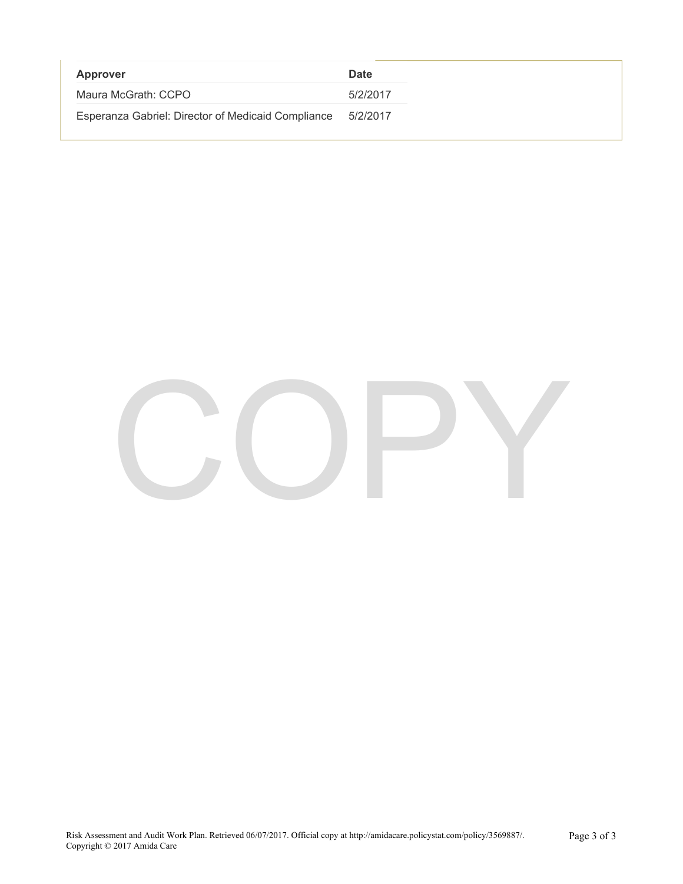| Approver | Date |
| --- | --- |
| Maura McGrath: CCPO | 5/2/2017 |
| Esperanza Gabriel: Director of Medicaid Compliance | 5/2/2017 |